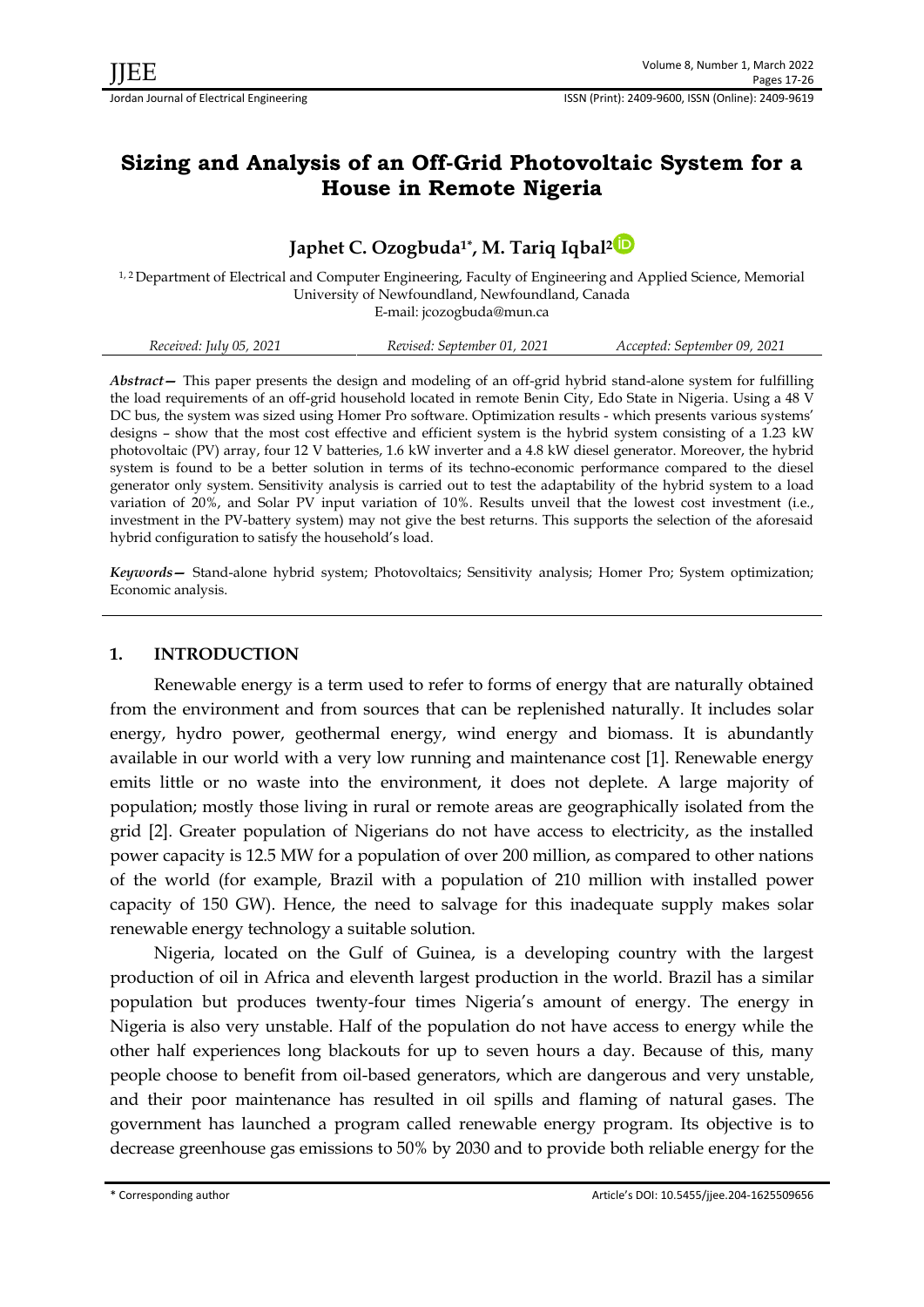# Sizing and Analysis of an Off-Grid Photovoltaic System for a House in Remote Nigeria

**Japhet C. Ozogbuda[1*], M. Tariq Iqbal[2]**

[1, 2] Department of Electrical and Computer Engineering, Faculty of Engineering and Applied Science, Memorial University of Newfoundland, Newfoundland, Canada
E-mail: jcozogbuda@mun.ca

*Received: July 05, 2021* | *Revised: September 01, 2021* | *Accepted: September 09, 2021*

***Abstract*—** This paper presents the design and modeling of an off-grid hybrid stand-alone system for fulfilling the load requirements of an off-grid household located in remote Benin City, Edo State in Nigeria. Using a 48 V DC bus, the system was sized using Homer Pro software. Optimization results - which presents various systems' designs – show that the most cost effective and efficient system is the hybrid system consisting of a 1.23 kW photovoltaic (PV) array, four 12 V batteries, 1.6 kW inverter and a 4.8 kW diesel generator. Moreover, the hybrid system is found to be a better solution in terms of its techno-economic performance compared to the diesel generator only system. Sensitivity analysis is carried out to test the adaptability of the hybrid system to a load variation of 20%, and Solar PV input variation of 10%. Results unveil that the lowest cost investment (i.e., investment in the PV-battery system) may not give the best returns. This supports the selection of the aforesaid hybrid configuration to satisfy the household's load.

***Keywords*—** Stand-alone hybrid system; Photovoltaics; Sensitivity analysis; Homer Pro; System optimization; Economic analysis.

## 1. INTRODUCTION

Renewable energy is a term used to refer to forms of energy that are naturally obtained from the environment and from sources that can be replenished naturally. It includes solar energy, hydro power, geothermal energy, wind energy and biomass. It is abundantly available in our world with a very low running and maintenance cost [1]. Renewable energy emits little or no waste into the environment, it does not deplete. A large majority of population; mostly those living in rural or remote areas are geographically isolated from the grid [2]. Greater population of Nigerians do not have access to electricity, as the installed power capacity is 12.5 MW for a population of over 200 million, as compared to other nations of the world (for example, Brazil with a population of 210 million with installed power capacity of 150 GW). Hence, the need to salvage for this inadequate supply makes solar renewable energy technology a suitable solution.

Nigeria, located on the Gulf of Guinea, is a developing country with the largest production of oil in Africa and eleventh largest production in the world. Brazil has a similar population but produces twenty-four times Nigeria's amount of energy. The energy in Nigeria is also very unstable. Half of the population do not have access to energy while the other half experiences long blackouts for up to seven hours a day. Because of this, many people choose to benefit from oil-based generators, which are dangerous and very unstable, and their poor maintenance has resulted in oil spills and flaming of natural gases. The government has launched a program called renewable energy program. Its objective is to decrease greenhouse gas emissions to 50% by 2030 and to provide both reliable energy for the

\* Corresponding author

Article's DOI: 10.5455/jjee.204-1625509656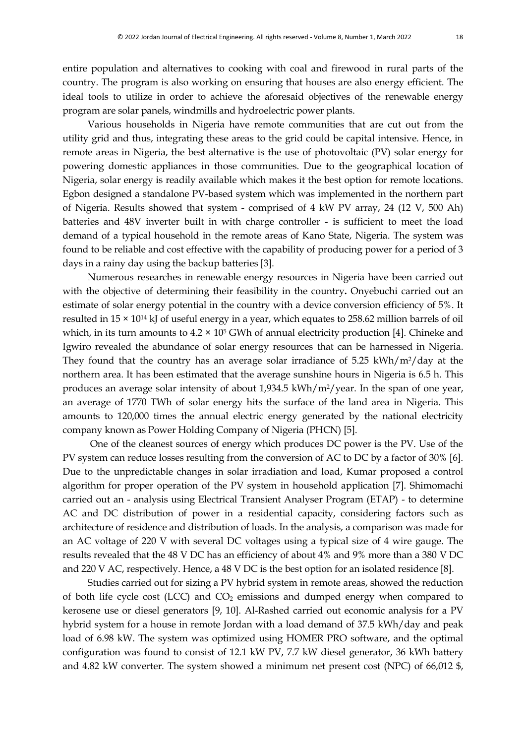entire population and alternatives to cooking with coal and firewood in rural parts of the country. The program is also working on ensuring that houses are also energy efficient. The ideal tools to utilize in order to achieve the aforesaid objectives of the renewable energy program are solar panels, windmills and hydroelectric power plants.

Various households in Nigeria have remote communities that are cut out from the utility grid and thus, integrating these areas to the grid could be capital intensive. Hence, in remote areas in Nigeria, the best alternative is the use of photovoltaic (PV) solar energy for powering domestic appliances in those communities. Due to the geographical location of Nigeria, solar energy is readily available which makes it the best option for remote locations. Egbon designed a standalone PV-based system which was implemented in the northern part of Nigeria. Results showed that system - comprised of 4 kW PV array, 24 (12 V, 500 Ah) batteries and 48V inverter built in with charge controller - is sufficient to meet the load demand of a typical household in the remote areas of Kano State, Nigeria. The system was found to be reliable and cost effective with the capability of producing power for a period of 3 days in a rainy day using the backup batteries [3].

Numerous researches in renewable energy resources in Nigeria have been carried out with the objective of determining their feasibility in the country**.** Onyebuchi carried out an estimate of solar energy potential in the country with a device conversion efficiency of 5%. It resulted in $15 \times 10^{14}$ kJ of useful energy in a year, which equates to 258.62 million barrels of oil which, in its turn amounts to $4.2 \times 10^5$ GWh of annual electricity production [4]. Chineke and Igwiro revealed the abundance of solar energy resources that can be harnessed in Nigeria. They found that the country has an average solar irradiance of 5.25 kWh/m$^2$/day at the northern area. It has been estimated that the average sunshine hours in Nigeria is 6.5 h. This produces an average solar intensity of about 1,934.5 kWh/m$^2$/year. In the span of one year, an average of 1770 TWh of solar energy hits the surface of the land area in Nigeria. This amounts to 120,000 times the annual electric energy generated by the national electricity company known as Power Holding Company of Nigeria (PHCN) [5].

One of the cleanest sources of energy which produces DC power is the PV. Use of the PV system can reduce losses resulting from the conversion of AC to DC by a factor of 30% [6]. Due to the unpredictable changes in solar irradiation and load, Kumar proposed a control algorithm for proper operation of the PV system in household application [7]. Shimomachi carried out an - analysis using Electrical Transient Analyser Program (ETAP) - to determine AC and DC distribution of power in a residential capacity, considering factors such as architecture of residence and distribution of loads. In the analysis, a comparison was made for an AC voltage of 220 V with several DC voltages using a typical size of 4 wire gauge. The results revealed that the 48 V DC has an efficiency of about 4% and 9% more than a 380 V DC and 220 V AC, respectively. Hence, a 48 V DC is the best option for an isolated residence [8].

Studies carried out for sizing a PV hybrid system in remote areas, showed the reduction of both life cycle cost (LCC) and $CO_2$ emissions and dumped energy when compared to kerosene use or diesel generators [9, 10]. Al-Rashed carried out economic analysis for a PV hybrid system for a house in remote Jordan with a load demand of 37.5 kWh/day and peak load of 6.98 kW. The system was optimized using HOMER PRO software, and the optimal configuration was found to consist of 12.1 kW PV, 7.7 kW diesel generator, 36 kWh battery and 4.82 kW converter. The system showed a minimum net present cost (NPC) of 66,012 $,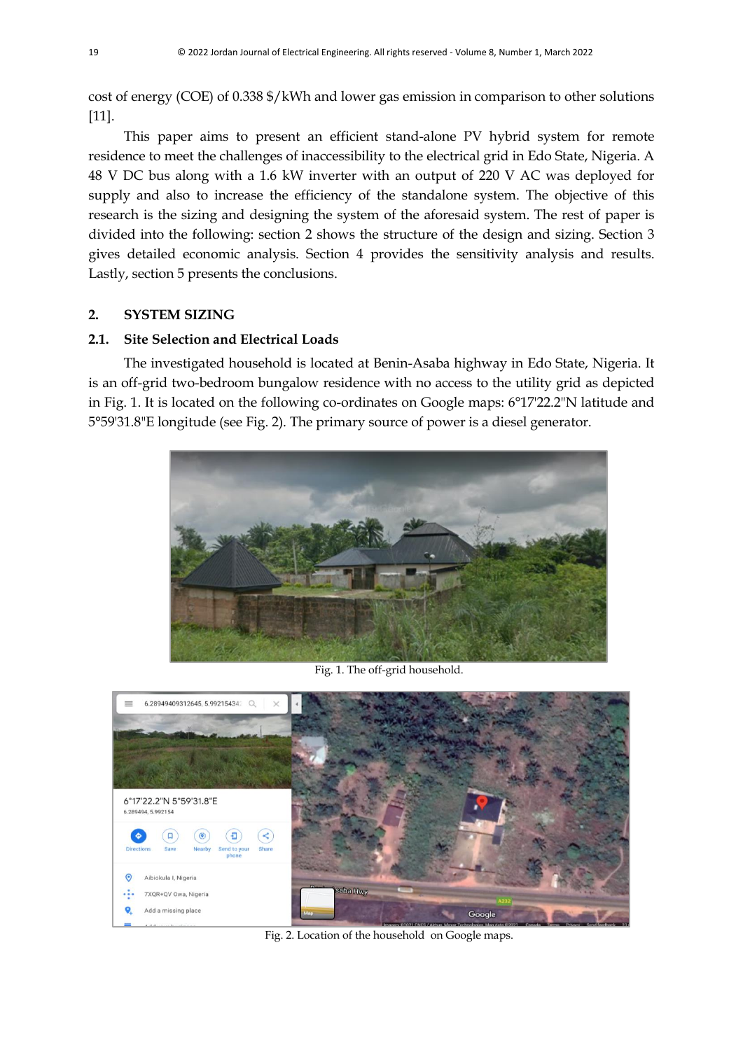cost of energy (COE) of 0.338 $/kWh and lower gas emission in comparison to other solutions [11].

This paper aims to present an efficient stand-alone PV hybrid system for remote residence to meet the challenges of inaccessibility to the electrical grid in Edo State, Nigeria. A 48 V DC bus along with a 1.6 kW inverter with an output of 220 V AC was deployed for supply and also to increase the efficiency of the standalone system. The objective of this research is the sizing and designing the system of the aforesaid system. The rest of paper is divided into the following: section 2 shows the structure of the design and sizing. Section 3 gives detailed economic analysis. Section 4 provides the sensitivity analysis and results. Lastly, section 5 presents the conclusions.

## 2. SYSTEM SIZING

### 2.1. Site Selection and Electrical Loads

The investigated household is located at Benin-Asaba highway in Edo State, Nigeria. It is an off-grid two-bedroom bungalow residence with no access to the utility grid as depicted in Fig. 1. It is located on the following co-ordinates on Google maps: 6°17'22.2"N latitude and 5°59'31.8"E longitude (see Fig. 2). The primary source of power is a diesel generator.

Fig. 1. The off-grid household.

Fig. 2. Location of the household on Google maps.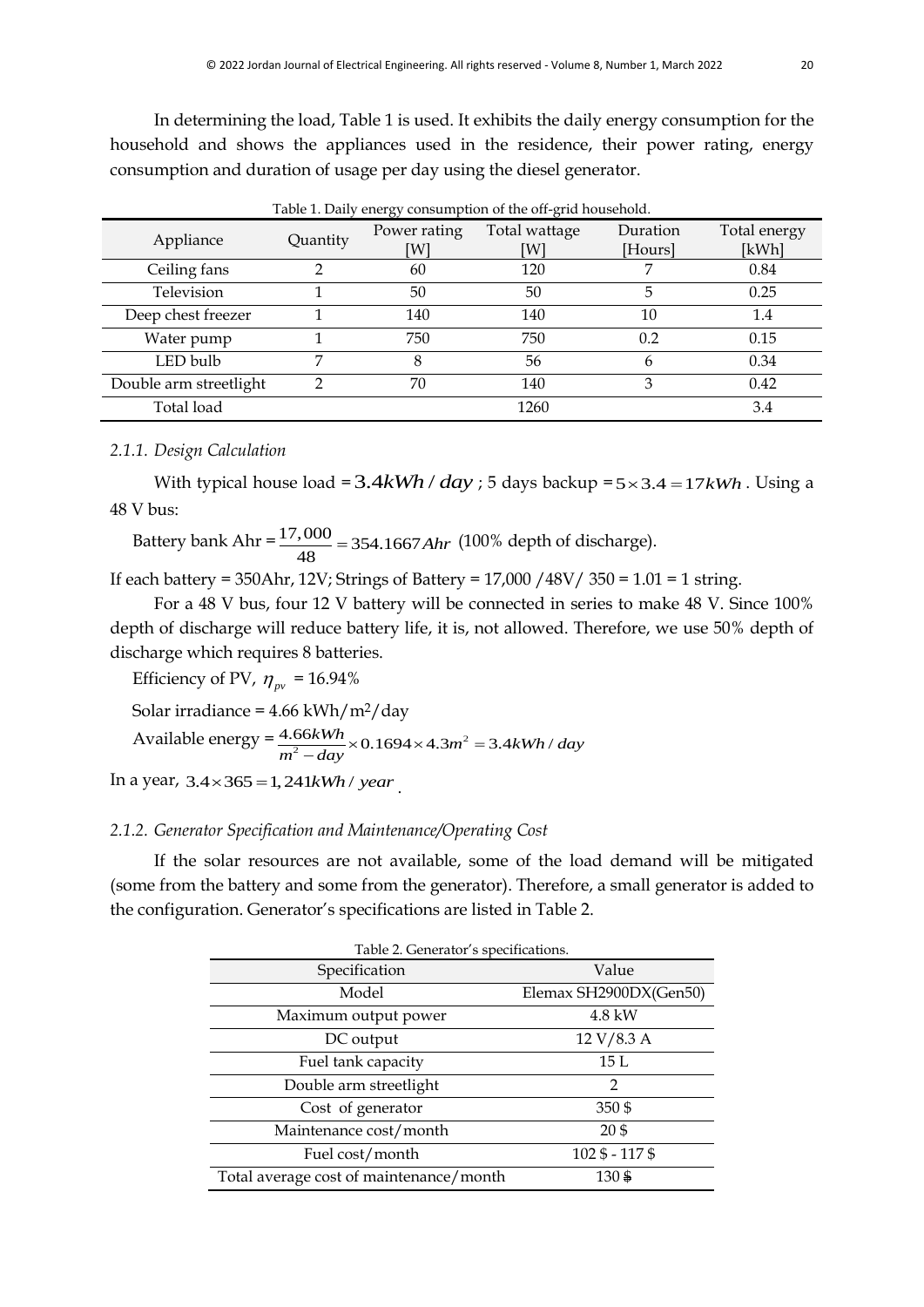In determining the load, Table 1 is used. It exhibits the daily energy consumption for the household and shows the appliances used in the residence, their power rating, energy consumption and duration of usage per day using the diesel generator.

Table 1. Daily energy consumption of the off-grid household.

| Appliance | Quantity | Power rating [W] | Total wattage [W] | Duration [Hours] | Total energy [kWh] |
|---|---|---|---|---|---|
| Ceiling fans | 2 | 60 | 120 | 7 | 0.84 |
| Television | 1 | 50 | 50 | 5 | 0.25 |
| Deep chest freezer | 1 | 140 | 140 | 10 | 1.4 |
| Water pump | 1 | 750 | 750 | 0.2 | 0.15 |
| LED bulb | 7 | 8 | 56 | 6 | 0.34 |
| Double arm streetlight | 2 | 70 | 140 | 3 | 0.42 |
| Total load | | | 1260 | | 3.4 |

### 2.1.1. Design Calculation

With typical house load = $3.4kWh/day$ ; 5 days backup = $5 \times 3.4 = 17kWh$ . Using a 48 V bus:

Battery bank Ahr = $\frac{17,000}{48} = 354.1667Ahr$ (100% depth of discharge).

If each battery = 350Ahr, 12V; Strings of Battery = 17,000 /48V/ 350 = 1.01 = 1 string.

For a 48 V bus, four 12 V battery will be connected in series to make 48 V. Since 100% depth of discharge will reduce battery life, it is, not allowed. Therefore, we use 50% depth of discharge which requires 8 batteries.

Efficiency of PV, $\eta_{pv}$ = 16.94%

Solar irradiance = 4.66 kWh/m$^2$/day

Available energy = $\frac{4.66kWh}{m^2 - day} \times 0.1694 \times 4.3m^2 = 3.4kWh/day$

In a year, $3.4 \times 365 = 1,241kWh/year$ .

### 2.1.2. Generator Specification and Maintenance/Operating Cost

If the solar resources are not available, some of the load demand will be mitigated (some from the battery and some from the generator). Therefore, a small generator is added to the configuration. Generator's specifications are listed in Table 2.

Table 2. Generator's specifications.

| Specification | Value |
|---|---|
| Model | Elemax SH2900DX(Gen50) |
| Maximum output power | 4.8 kW |
| DC output | 12 V/8.3 A |
| Fuel tank capacity | 15 L |
| Double arm streetlight | 2 |
| Cost of generator | 350 $ |
| Maintenance cost/month | 20 $ |
| Fuel cost/month | 102 $ - 117 $ |
| Total average cost of maintenance/month | 130 $ |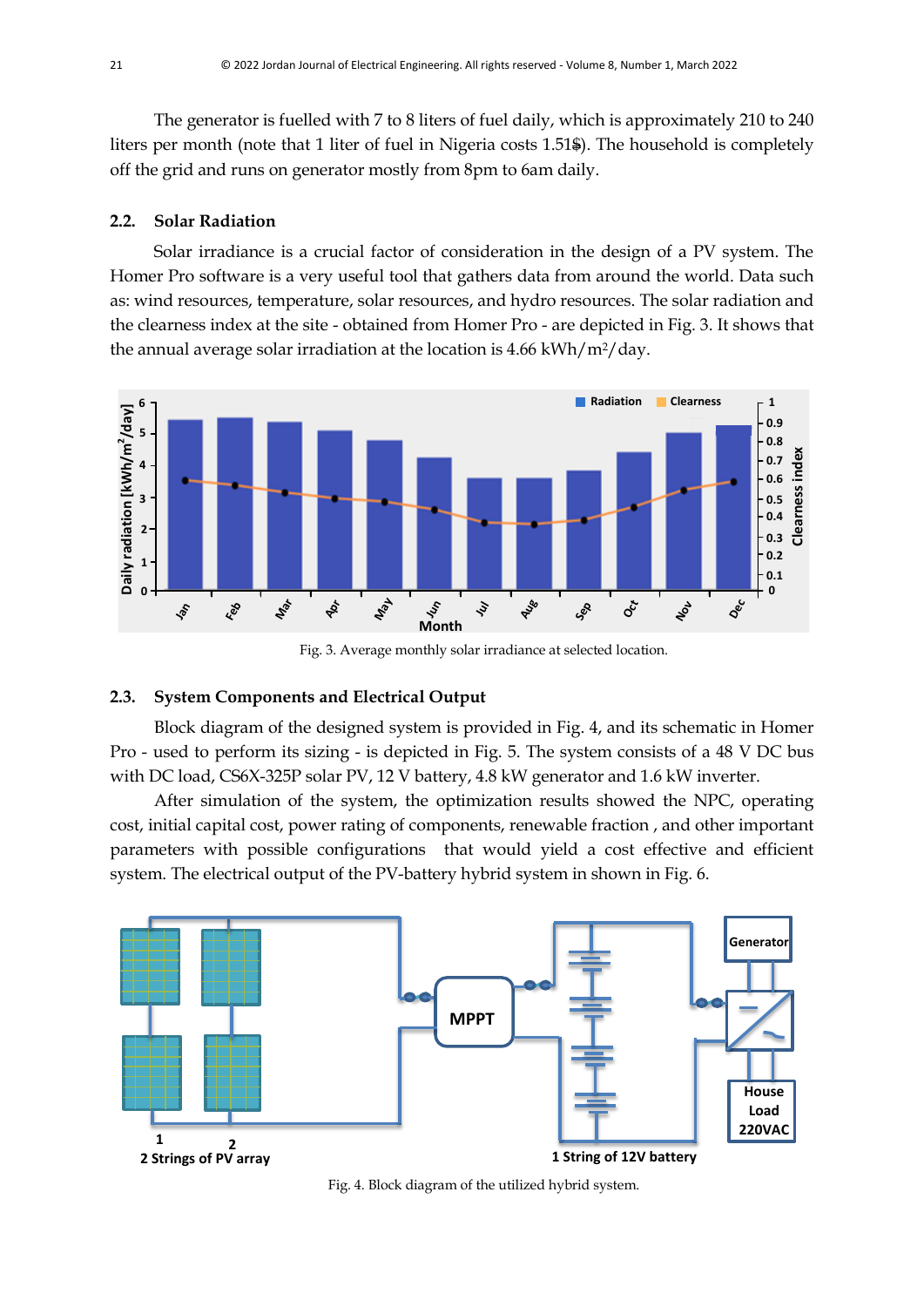The generator is fuelled with 7 to 8 liters of fuel daily, which is approximately 210 to 240 liters per month (note that 1 liter of fuel in Nigeria costs 1.51$). The household is completely off the grid and runs on generator mostly from 8pm to 6am daily.

### 2.2. Solar Radiation

Solar irradiance is a crucial factor of consideration in the design of a PV system. The Homer Pro software is a very useful tool that gathers data from around the world. Data such as: wind resources, temperature, solar resources, and hydro resources. The solar radiation and the clearness index at the site - obtained from Homer Pro - are depicted in Fig. 3. It shows that the annual average solar irradiation at the location is 4.66 kWh/m$^2$/day.

Fig. 3. Average monthly solar irradiance at selected location.

### 2.3. System Components and Electrical Output

Block diagram of the designed system is provided in Fig. 4, and its schematic in Homer Pro - used to perform its sizing - is depicted in Fig. 5. The system consists of a 48 V DC bus with DC load, CS6X-325P solar PV, 12 V battery, 4.8 kW generator and 1.6 kW inverter.

After simulation of the system, the optimization results showed the NPC, operating cost, initial capital cost, power rating of components, renewable fraction , and other important parameters with possible configurations that would yield a cost effective and efficient system. The electrical output of the PV-battery hybrid system in shown in Fig. 6.

Fig. 4. Block diagram of the utilized hybrid system.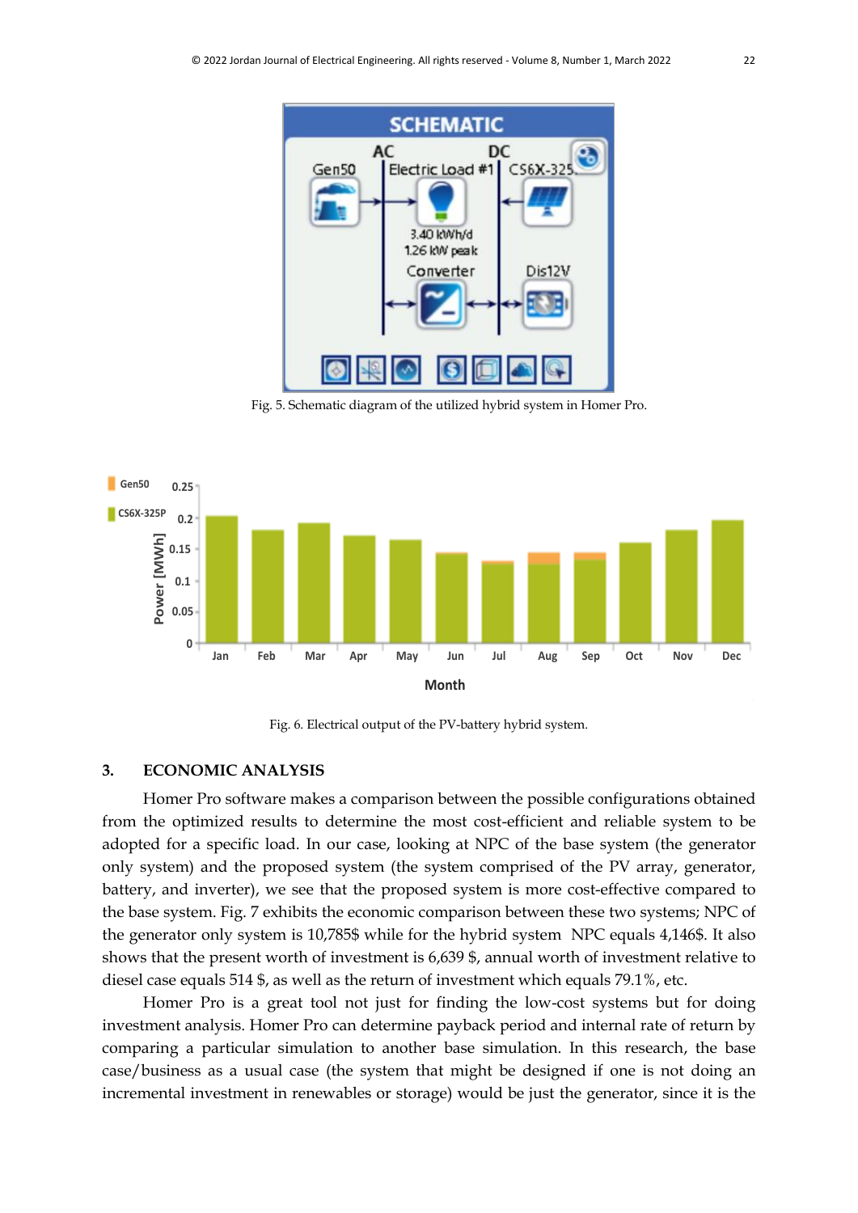Fig. 5. Schematic diagram of the utilized hybrid system in Homer Pro.

Fig. 6. Electrical output of the PV-battery hybrid system.

## 3. ECONOMIC ANALYSIS

Homer Pro software makes a comparison between the possible configurations obtained from the optimized results to determine the most cost-efficient and reliable system to be adopted for a specific load. In our case, looking at NPC of the base system (the generator only system) and the proposed system (the system comprised of the PV array, generator, battery, and inverter), we see that the proposed system is more cost-effective compared to the base system. Fig. 7 exhibits the economic comparison between these two systems; NPC of the generator only system is 10,785$ while for the hybrid system NPC equals 4,146$. It also shows that the present worth of investment is 6,639 $, annual worth of investment relative to diesel case equals 514 $, as well as the return of investment which equals 79.1%, etc.

Homer Pro is a great tool not just for finding the low-cost systems but for doing investment analysis. Homer Pro can determine payback period and internal rate of return by comparing a particular simulation to another base simulation. In this research, the base case/business as a usual case (the system that might be designed if one is not doing an incremental investment in renewables or storage) would be just the generator, since it is the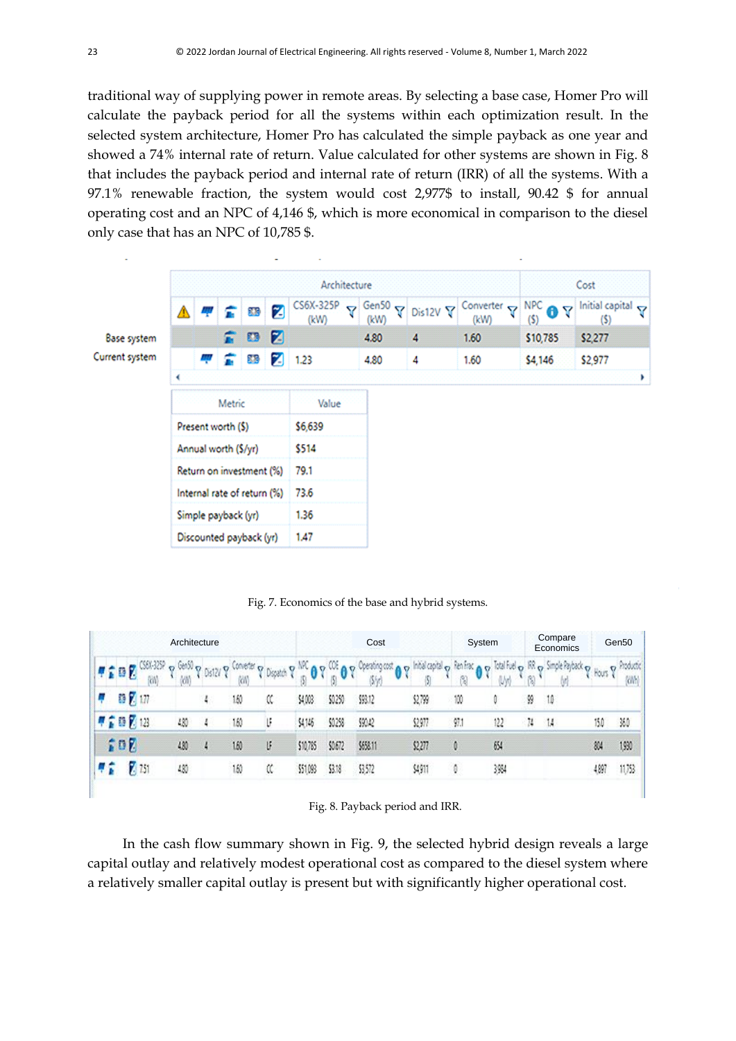traditional way of supplying power in remote areas. By selecting a base case, Homer Pro will calculate the payback period for all the systems within each optimization result. In the selected system architecture, Homer Pro has calculated the simple payback as one year and showed a 74% internal rate of return. Value calculated for other systems are shown in Fig. 8 that includes the payback period and internal rate of return (IRR) of all the systems. With a 97.1% renewable fraction, the system would cost 2,977$ to install, 90.42 $ for annual operating cost and an NPC of 4,146 $, which is more economical in comparison to the diesel only case that has an NPC of 10,785 $.

| | Architecture | | | | | | | | Cost | |
|---|---|---|---|---|---|---|---|---|---|---|
| | | | | | CS6X-325P (kW) | Gen50 (kW) | Dis12V | Converter (kW) | NPC ($) | Initial capital ($) |
| Base system | | | | | | 4.80 | 4 | 1.60 | $10,785 | $2,277 |
| Current system | | | | | 1.23 | 4.80 | 4 | 1.60 | $4,146 | $2,977 |

| Metric | Value |
|---|---|
| Present worth ($) | $6,639 |
| Annual worth ($/yr) | $514 |
| Return on investment (%) | 79.1 |
| Internal rate of return (%) | 73.6 |
| Simple payback (yr) | 1.36 |
| Discounted payback (yr) | 1.47 |

Fig. 7. Economics of the base and hybrid systems.

| Architecture | | | | | Cost | | | | System | | Compare Economics | | Gen50 | |
|---|---|---|---|---|---|---|---|---|---|---|---|---|---|---|
| CS6X-325P (kW) | Gen50 (kW) | Dis12V | Converter (kW) | Dispatch | NPC ($) | COE ($) | Operating cost ($/yr) | Initial capital ($) | Ren Frac (%) | Total Fuel (L/yr) | IRR (%) | Simple Payback (yr) | Hours | Production (kWh) |
| 1.77 | | 4 | 1.60 | CC | $4,003 | $0.250 | $93.12 | $2,799 | 100 | 0 | 99 | 1.0 | | |
| 1.23 | 4.80 | 4 | 1.60 | LF | $4,146 | $0.258 | $90.42 | $2,977 | 97.1 | 12.2 | 74 | 1.4 | 15.0 | 36.0 |
| | 4.80 | 4 | 1.60 | LF | $10,785 | $0.672 | $658.11 | $2,277 | 0 | 654 | | | 804 | 1,930 |
| 7.51 | 4.80 | | 1.60 | CC | $51,093 | $3.18 | $3,572 | $4,911 | 0 | 3,984 | | | 4,897 | 11,753 |

Fig. 8. Payback period and IRR.

In the cash flow summary shown in Fig. 9, the selected hybrid design reveals a large capital outlay and relatively modest operational cost as compared to the diesel system where a relatively smaller capital outlay is present but with significantly higher operational cost.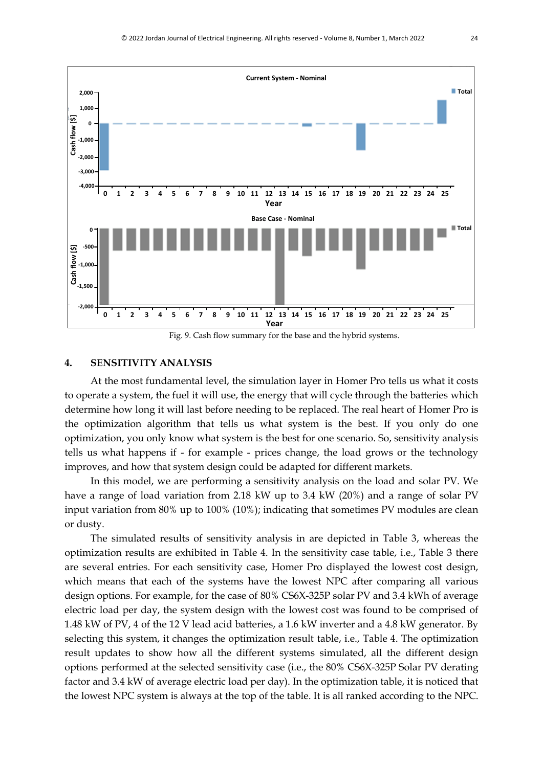Fig. 9. Cash flow summary for the base and the hybrid systems.

## 4. SENSITIVITY ANALYSIS

At the most fundamental level, the simulation layer in Homer Pro tells us what it costs to operate a system, the fuel it will use, the energy that will cycle through the batteries which determine how long it will last before needing to be replaced. The real heart of Homer Pro is the optimization algorithm that tells us what system is the best. If you only do one optimization, you only know what system is the best for one scenario. So, sensitivity analysis tells us what happens if - for example - prices change, the load grows or the technology improves, and how that system design could be adapted for different markets.

In this model, we are performing a sensitivity analysis on the load and solar PV. We have a range of load variation from 2.18 kW up to 3.4 kW (20%) and a range of solar PV input variation from 80% up to 100% (10%); indicating that sometimes PV modules are clean or dusty.

The simulated results of sensitivity analysis in are depicted in Table 3, whereas the optimization results are exhibited in Table 4. In the sensitivity case table, i.e., Table 3 there are several entries. For each sensitivity case, Homer Pro displayed the lowest cost design, which means that each of the systems have the lowest NPC after comparing all various design options. For example, for the case of 80% CS6X-325P solar PV and 3.4 kWh of average electric load per day, the system design with the lowest cost was found to be comprised of 1.48 kW of PV, 4 of the 12 V lead acid batteries, a 1.6 kW inverter and a 4.8 kW generator. By selecting this system, it changes the optimization result table, i.e., Table 4. The optimization result updates to show how all the different systems simulated, all the different design options performed at the selected sensitivity case (i.e., the 80% CS6X-325P Solar PV derating factor and 3.4 kW of average electric load per day). In the optimization table, it is noticed that the lowest NPC system is always at the top of the table. It is all ranked according to the NPC.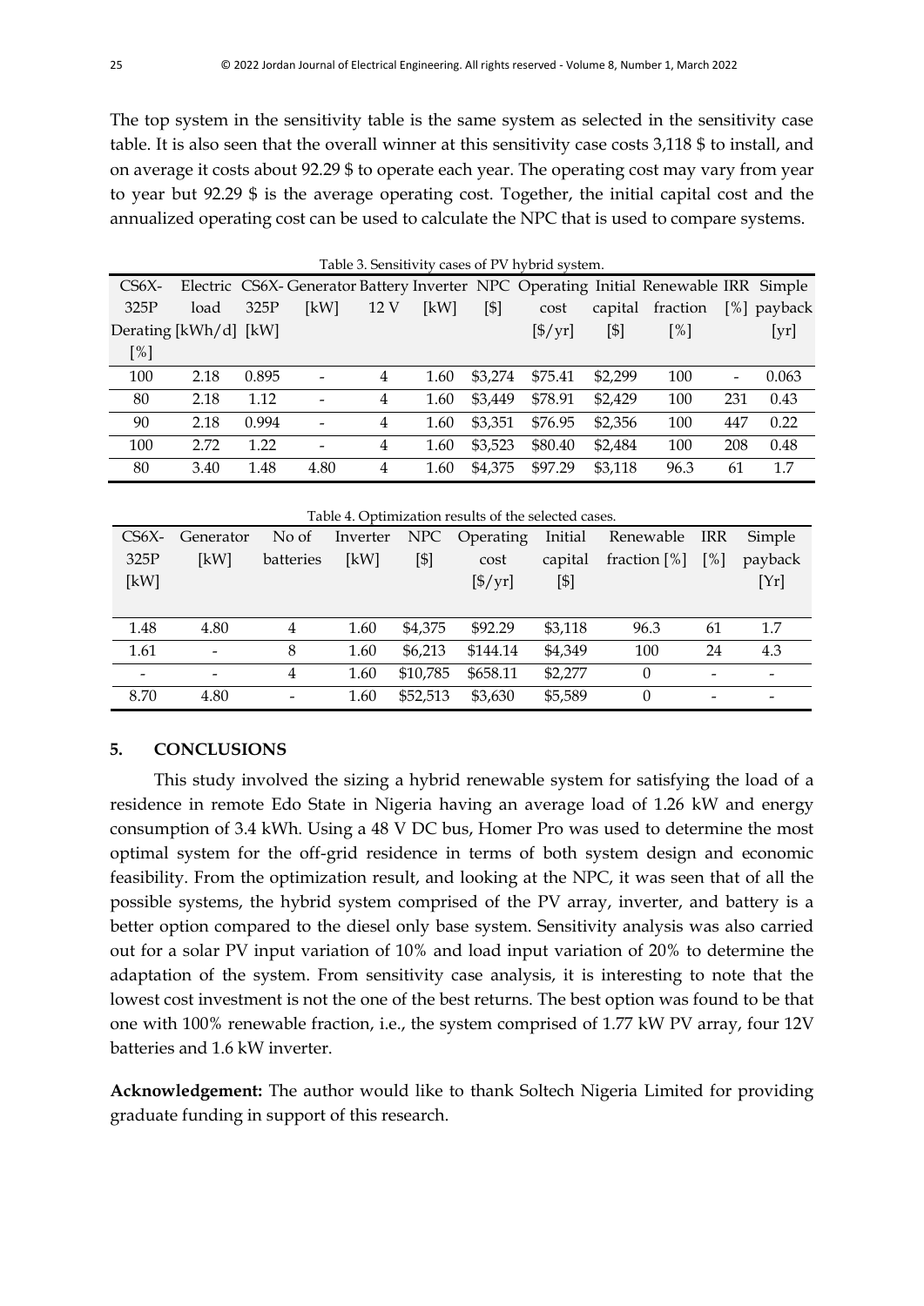The top system in the sensitivity table is the same system as selected in the sensitivity case table. It is also seen that the overall winner at this sensitivity case costs 3,118 $ to install, and on average it costs about 92.29 $ to operate each year. The operating cost may vary from year to year but 92.29 $ is the average operating cost. Together, the initial capital cost and the annualized operating cost can be used to calculate the NPC that is used to compare systems.

Table 3. Sensitivity cases of PV hybrid system.

| CS6X-325P Derating [%] | Electric load [kWh/d] | CS6X-325P [kW] | Generator [kW] | Battery 12 V | Inverter [kW] | NPC [$] | Operating cost [$/yr] | Initial capital [$] | Renewable fraction [%] | IRR [%] | Simple payback [yr] |
|---|---|---|---|---|---|---|---|---|---|---|---|
| 100 | 2.18 | 0.895 | - | 4 | 1.60 | $3,274 | $75.41 | $2,299 | 100 | - | 0.063 |
| 80 | 2.18 | 1.12 | - | 4 | 1.60 | $3,449 | $78.91 | $2,429 | 100 | 231 | 0.43 |
| 90 | 2.18 | 0.994 | - | 4 | 1.60 | $3,351 | $76.95 | $2,356 | 100 | 447 | 0.22 |
| 100 | 2.72 | 1.22 | - | 4 | 1.60 | $3,523 | $80.40 | $2,484 | 100 | 208 | 0.48 |
| 80 | 3.40 | 1.48 | 4.80 | 4 | 1.60 | $4,375 | $97.29 | $3,118 | 96.3 | 61 | 1.7 |

Table 4. Optimization results of the selected cases.

| CS6X-325P [kW] | Generator [kW] | No of batteries | Inverter [kW] | NPC [$] | Operating cost [$/yr] | Initial capital [$] | Renewable fraction [%] | IRR [%] | Simple payback [Yr] |
|---|---|---|---|---|---|---|---|---|---|
| 1.48 | 4.80 | 4 | 1.60 | $4,375 | $92.29 | $3,118 | 96.3 | 61 | 1.7 |
| 1.61 | - | 8 | 1.60 | $6,213 | $144.14 | $4,349 | 100 | 24 | 4.3 |
| - | - | 4 | 1.60 | $10,785 | $658.11 | $2,277 | 0 | - | - |
| 8.70 | 4.80 | - | 1.60 | $52,513 | $3,630 | $5,589 | 0 | - | - |

## 5. CONCLUSIONS

This study involved the sizing a hybrid renewable system for satisfying the load of a residence in remote Edo State in Nigeria having an average load of 1.26 kW and energy consumption of 3.4 kWh. Using a 48 V DC bus, Homer Pro was used to determine the most optimal system for the off-grid residence in terms of both system design and economic feasibility. From the optimization result, and looking at the NPC, it was seen that of all the possible systems, the hybrid system comprised of the PV array, inverter, and battery is a better option compared to the diesel only base system. Sensitivity analysis was also carried out for a solar PV input variation of 10% and load input variation of 20% to determine the adaptation of the system. From sensitivity case analysis, it is interesting to note that the lowest cost investment is not the one of the best returns. The best option was found to be that one with 100% renewable fraction, i.e., the system comprised of 1.77 kW PV array, four 12V batteries and 1.6 kW inverter.

**Acknowledgement:** The author would like to thank Soltech Nigeria Limited for providing graduate funding in support of this research.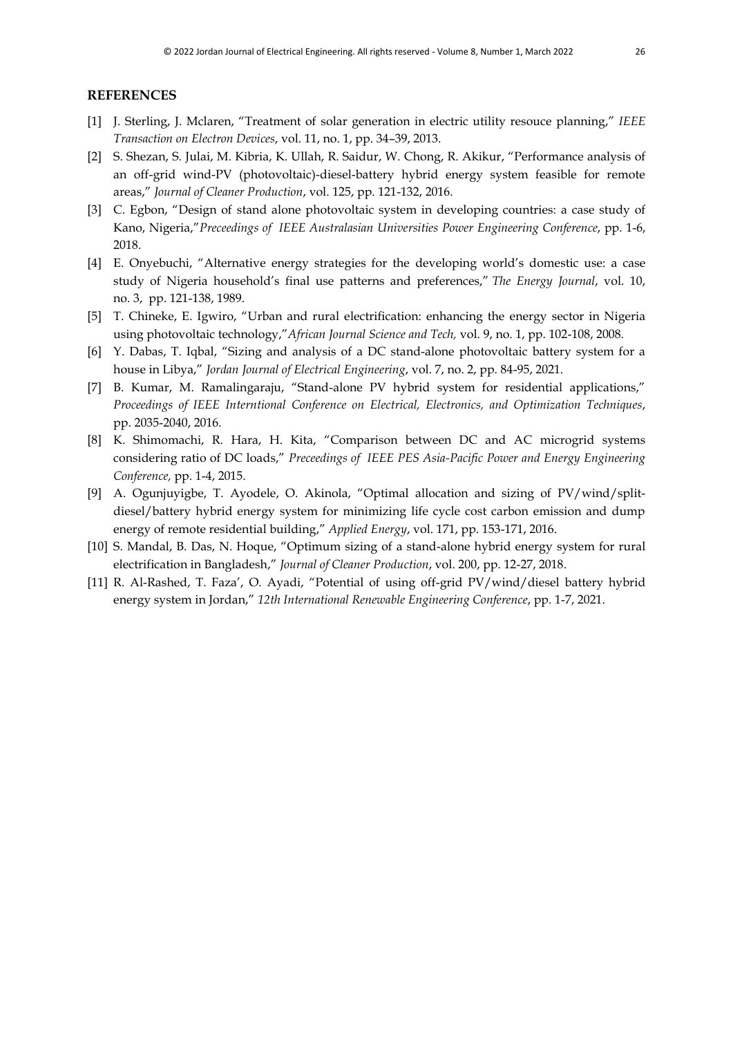## REFERENCES

[1] J. Sterling, J. Mclaren, "Treatment of solar generation in electric utility resouce planning," *IEEE Transaction on Electron Devices*, vol. 11, no. 1, pp. 34–39, 2013.

[2] S. Shezan, S. Julai, M. Kibria, K. Ullah, R. Saidur, W. Chong, R. Akikur, "Performance analysis of an off-grid wind-PV (photovoltaic)-diesel-battery hybrid energy system feasible for remote areas," *Journal of Cleaner Production*, vol. 125, pp. 121-132, 2016.

[3] C. Egbon, "Design of stand alone photovoltaic system in developing countries: a case study of Kano, Nigeria,"*Preceedings of IEEE Australasian Universities Power Engineering Conference*, pp. 1-6, 2018.

[4] E. Onyebuchi, "Alternative energy strategies for the developing world's domestic use: a case study of Nigeria household's final use patterns and preferences," *The Energy Journal*, vol. 10, no. 3, pp. 121-138, 1989.

[5] T. Chineke, E. Igwiro, "Urban and rural electrification: enhancing the energy sector in Nigeria using photovoltaic technology,"*African Journal Science and Tech,* vol. 9, no. 1, pp. 102-108, 2008.

[6] Y. Dabas, T. Iqbal, "Sizing and analysis of a DC stand-alone photovoltaic battery system for a house in Libya," *Jordan Journal of Electrical Engineering*, vol. 7, no. 2, pp. 84-95, 2021.

[7] B. Kumar, M. Ramalingaraju, "Stand-alone PV hybrid system for residential applications," *Proceedings of IEEE Interntional Conference on Electrical, Electronics, and Optimization Techniques*, pp. 2035-2040, 2016.

[8] K. Shimomachi, R. Hara, H. Kita, "Comparison between DC and AC microgrid systems considering ratio of DC loads," *Preceedings of IEEE PES Asia-Pacific Power and Energy Engineering Conference,* pp. 1-4, 2015.

[9] A. Ogunjuyigbe, T. Ayodele, O. Akinola, "Optimal allocation and sizing of PV/wind/split-diesel/battery hybrid energy system for minimizing life cycle cost carbon emission and dump energy of remote residential building," *Applied Energy*, vol. 171, pp. 153-171, 2016.

[10] S. Mandal, B. Das, N. Hoque, "Optimum sizing of a stand-alone hybrid energy system for rural electrification in Bangladesh," *Journal of Cleaner Production*, vol. 200, pp. 12-27, 2018.

[11] R. Al-Rashed, T. Faza', O. Ayadi, "Potential of using off-grid PV/wind/diesel battery hybrid energy system in Jordan," *12th International Renewable Engineering Conference*, pp. 1-7, 2021.